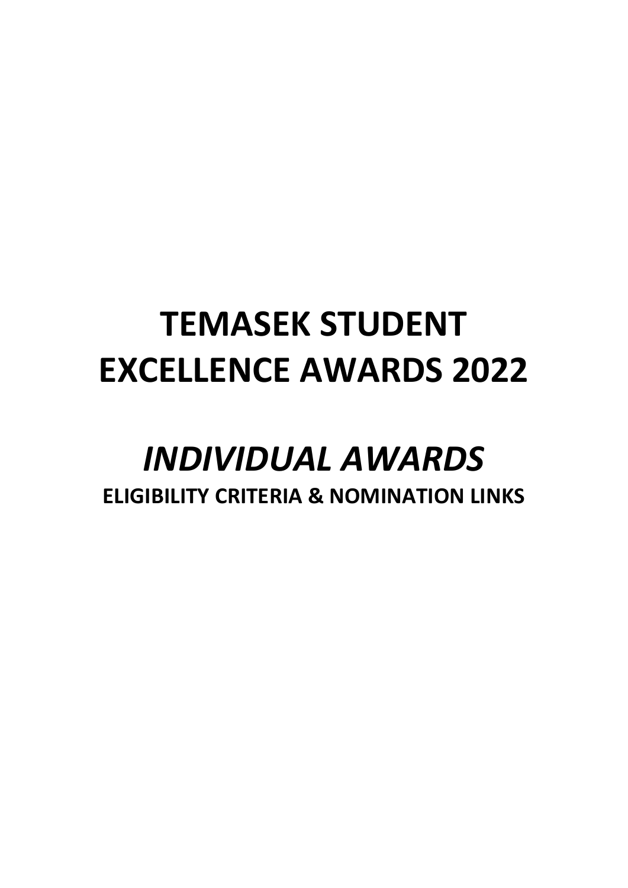# TEMASEK STUDENT EXCELLENCE AWARDS 2022

# *INDIVIDUAL AWARDS*

**ELIGIBILITY CRITERIA & NOMINATION LINKS**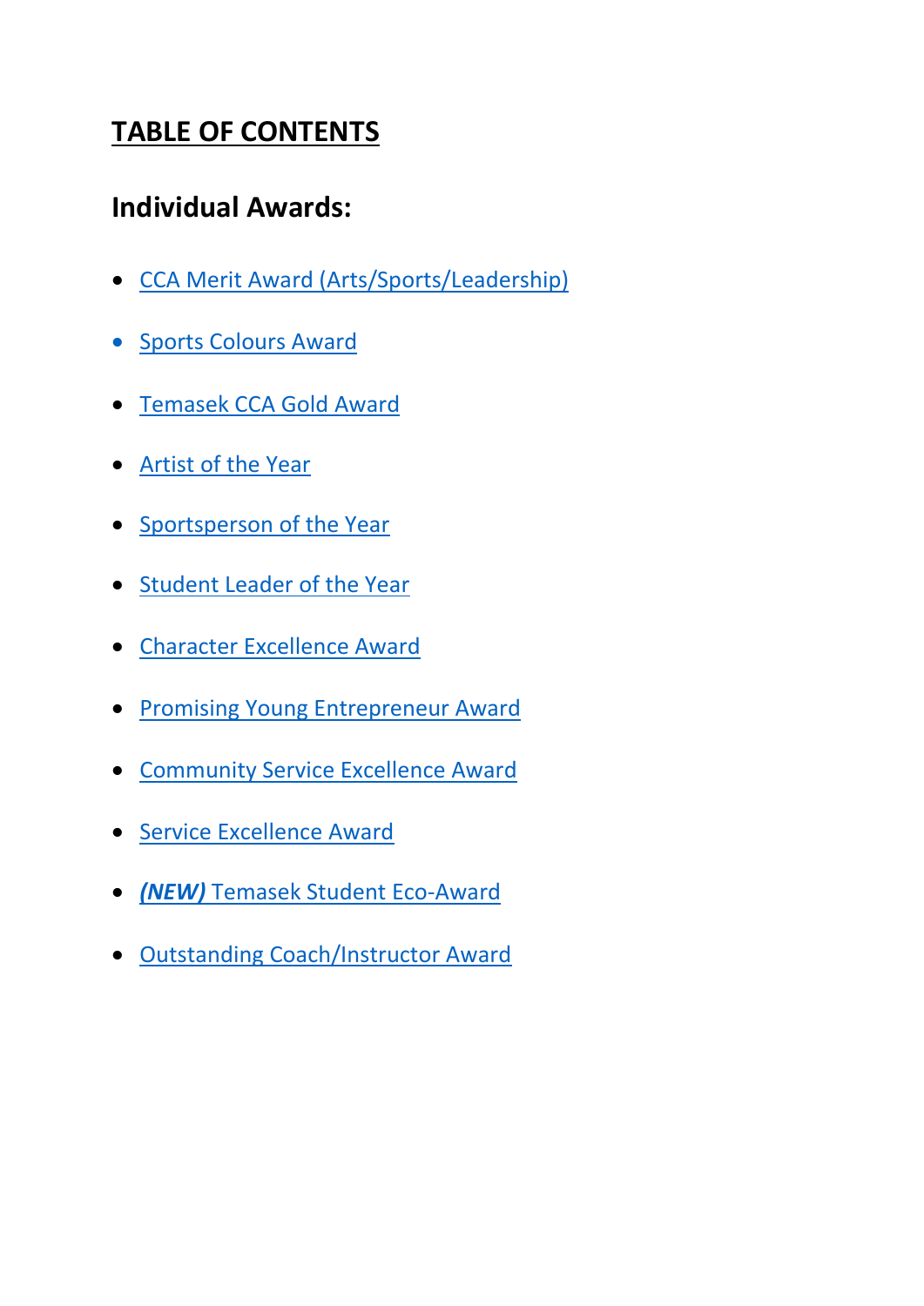# TABLE OF CONTENTS

## Individual Awards:

- CCA Merit Award (Arts/Sports/Leadership)
- Sports Colours Award
- Temasek CCA Gold Award
- Artist of the Year
- Sportsperson of the Year
- Student Leader of the Year
- Character Excellence Award
- Promising Young Entrepreneur Award
- Community Service Excellence Award
- Service Excellence Award
- ***(NEW)*** Temasek Student Eco-Award
- Outstanding Coach/Instructor Award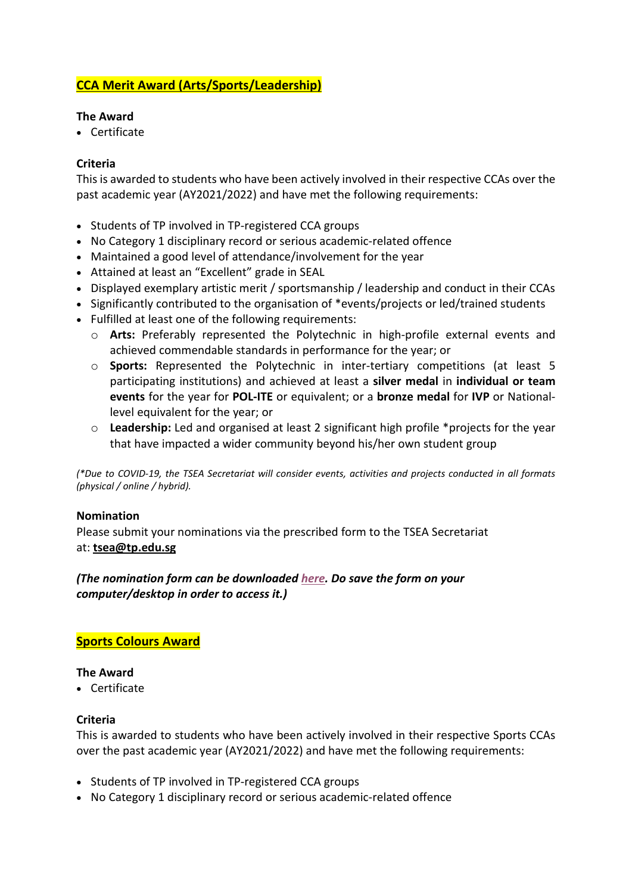## CCA Merit Award (Arts/Sports/Leadership)

**The Award**

- Certificate

**Criteria**

This is awarded to students who have been actively involved in their respective CCAs over the past academic year (AY2021/2022) and have met the following requirements:

- Students of TP involved in TP-registered CCA groups
- No Category 1 disciplinary record or serious academic-related offence
- Maintained a good level of attendance/involvement for the year
- Attained at least an “Excellent” grade in SEAL
- Displayed exemplary artistic merit / sportsmanship / leadership and conduct in their CCAs
- Significantly contributed to the organisation of *events/projects or led/trained students
- Fulfilled at least one of the following requirements:
  - **Arts:** Preferably represented the Polytechnic in high-profile external events and achieved commendable standards in performance for the year; or
  - **Sports:** Represented the Polytechnic in inter-tertiary competitions (at least 5 participating institutions) and achieved at least a **silver medal** in **individual or team events** for the year for **POL-ITE** or equivalent; or a **bronze medal** for **IVP** or National-level equivalent for the year; or
  - **Leadership:** Led and organised at least 2 significant high profile *projects for the year that have impacted a wider community beyond his/her own student group

*(*Due to COVID-19, the TSEA Secretariat will consider events, activities and projects conducted in all formats (physical / online / hybrid).*

**Nomination**

Please submit your nominations via the prescribed form to the TSEA Secretariat at: **tsea@tp.edu.sg**

***(The nomination form can be downloaded here. Do save the form on your computer/desktop in order to access it.)***

## Sports Colours Award

**The Award**

- Certificate

**Criteria**

This is awarded to students who have been actively involved in their respective Sports CCAs over the past academic year (AY2021/2022) and have met the following requirements:

- Students of TP involved in TP-registered CCA groups
- No Category 1 disciplinary record or serious academic-related offence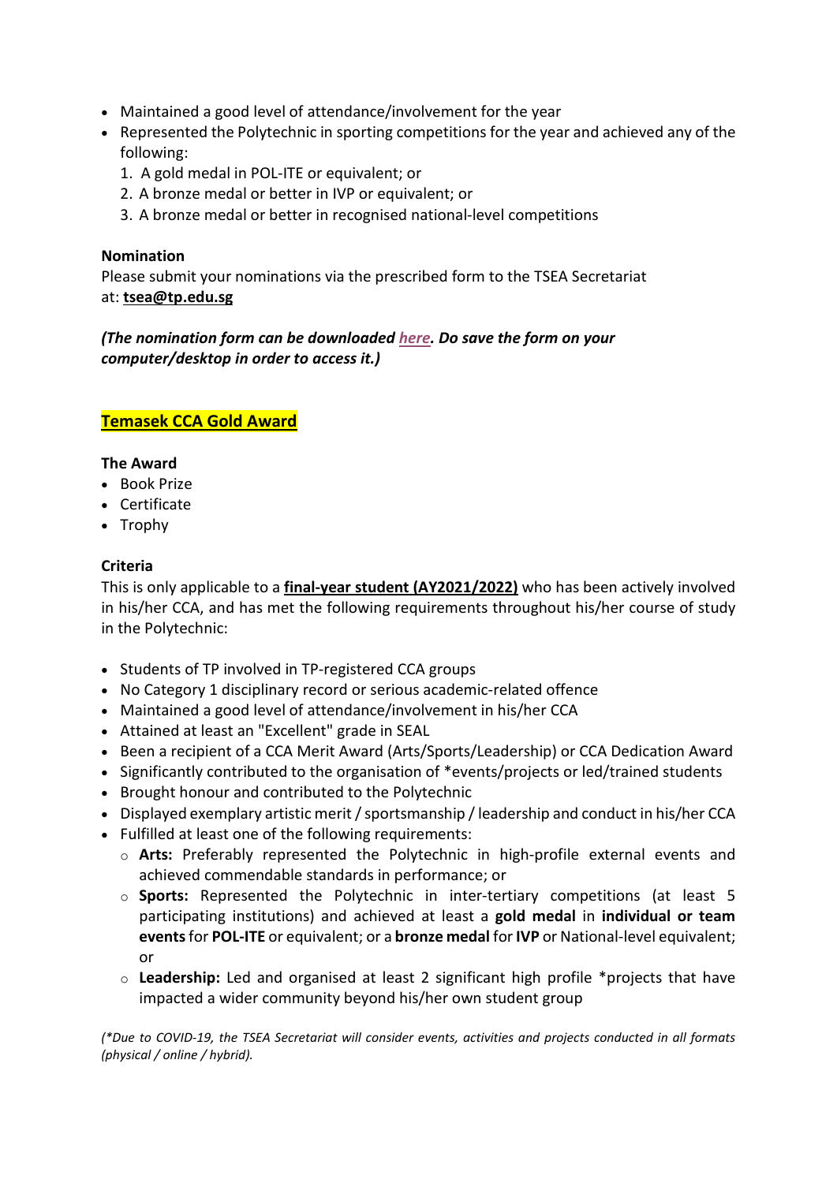- Maintained a good level of attendance/involvement for the year
- Represented the Polytechnic in sporting competitions for the year and achieved any of the following:
  1. A gold medal in POL-ITE or equivalent; or
  2. A bronze medal or better in IVP or equivalent; or
  3. A bronze medal or better in recognised national-level competitions

**Nomination**

Please submit your nominations via the prescribed form to the TSEA Secretariat at: **tsea@tp.edu.sg**

***(The nomination form can be downloaded here. Do save the form on your computer/desktop in order to access it.)***

## Temasek CCA Gold Award

**The Award**

- Book Prize
- Certificate
- Trophy

**Criteria**

This is only applicable to a **final-year student (AY2021/2022)** who has been actively involved in his/her CCA, and has met the following requirements throughout his/her course of study in the Polytechnic:

- Students of TP involved in TP-registered CCA groups
- No Category 1 disciplinary record or serious academic-related offence
- Maintained a good level of attendance/involvement in his/her CCA
- Attained at least an "Excellent" grade in SEAL
- Been a recipient of a CCA Merit Award (Arts/Sports/Leadership) or CCA Dedication Award
- Significantly contributed to the organisation of *events/projects or led/trained students
- Brought honour and contributed to the Polytechnic
- Displayed exemplary artistic merit / sportsmanship / leadership and conduct in his/her CCA
- Fulfilled at least one of the following requirements:
  - **Arts:** Preferably represented the Polytechnic in high-profile external events and achieved commendable standards in performance; or
  - **Sports:** Represented the Polytechnic in inter-tertiary competitions (at least 5 participating institutions) and achieved at least a **gold medal** in **individual or team events** for **POL-ITE** or equivalent; or a **bronze medal** for **IVP** or National-level equivalent; or
  - **Leadership:** Led and organised at least 2 significant high profile *projects that have impacted a wider community beyond his/her own student group

*(*Due to COVID-19, the TSEA Secretariat will consider events, activities and projects conducted in all formats (physical / online / hybrid).*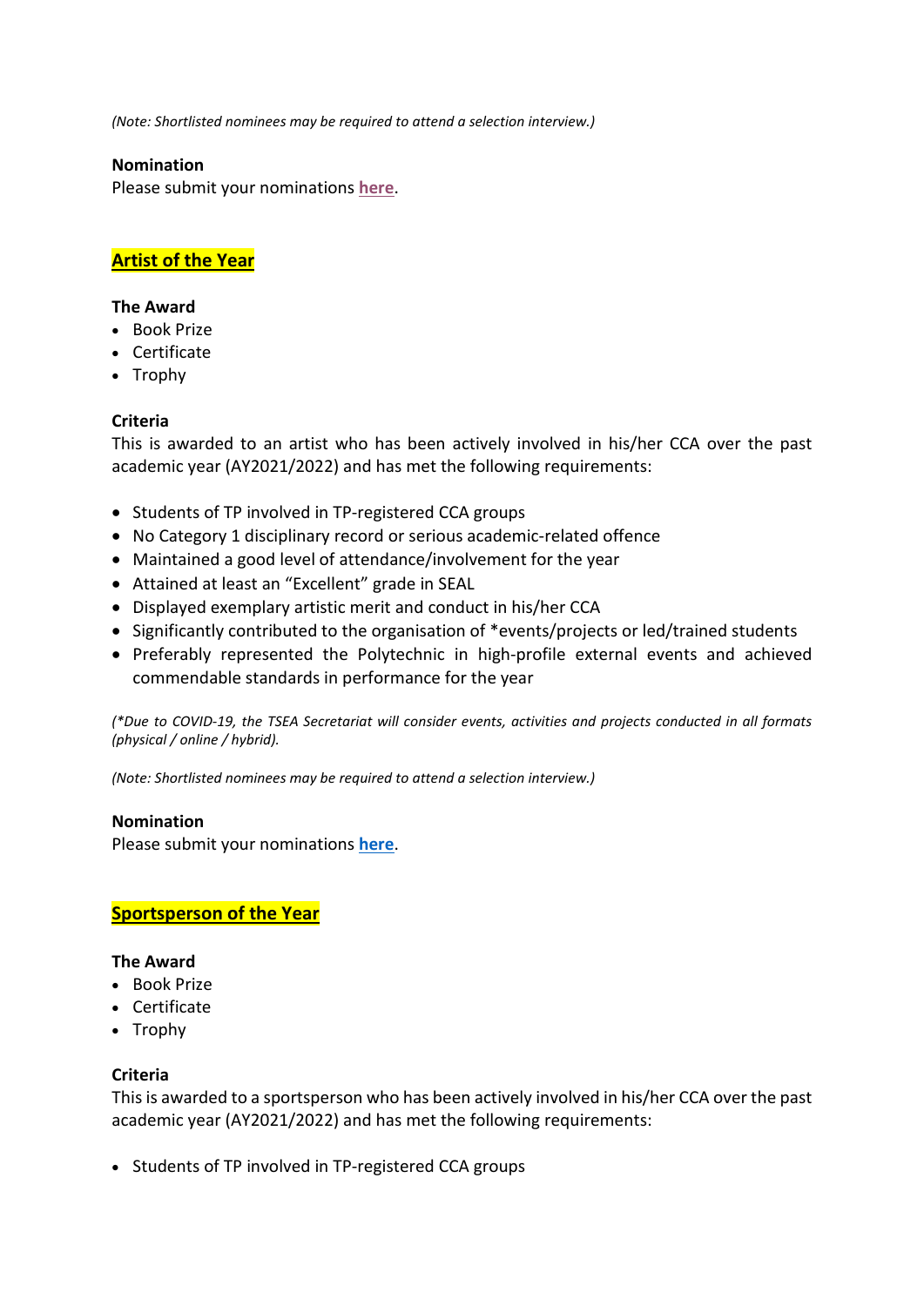*(Note: Shortlisted nominees may be required to attend a selection interview.)*

**Nomination**
Please submit your nominations **here**.

## Artist of the Year

**The Award**

- Book Prize
- Certificate
- Trophy

**Criteria**
This is awarded to an artist who has been actively involved in his/her CCA over the past academic year (AY2021/2022) and has met the following requirements:

- Students of TP involved in TP-registered CCA groups
- No Category 1 disciplinary record or serious academic-related offence
- Maintained a good level of attendance/involvement for the year
- Attained at least an "Excellent" grade in SEAL
- Displayed exemplary artistic merit and conduct in his/her CCA
- Significantly contributed to the organisation of *events/projects or led/trained students
- Preferably represented the Polytechnic in high-profile external events and achieved commendable standards in performance for the year

*(*Due to COVID-19, the TSEA Secretariat will consider events, activities and projects conducted in all formats (physical / online / hybrid).*

*(Note: Shortlisted nominees may be required to attend a selection interview.)*

**Nomination**
Please submit your nominations **here**.

## Sportsperson of the Year

**The Award**

- Book Prize
- Certificate
- Trophy

**Criteria**
This is awarded to a sportsperson who has been actively involved in his/her CCA over the past academic year (AY2021/2022) and has met the following requirements:

- Students of TP involved in TP-registered CCA groups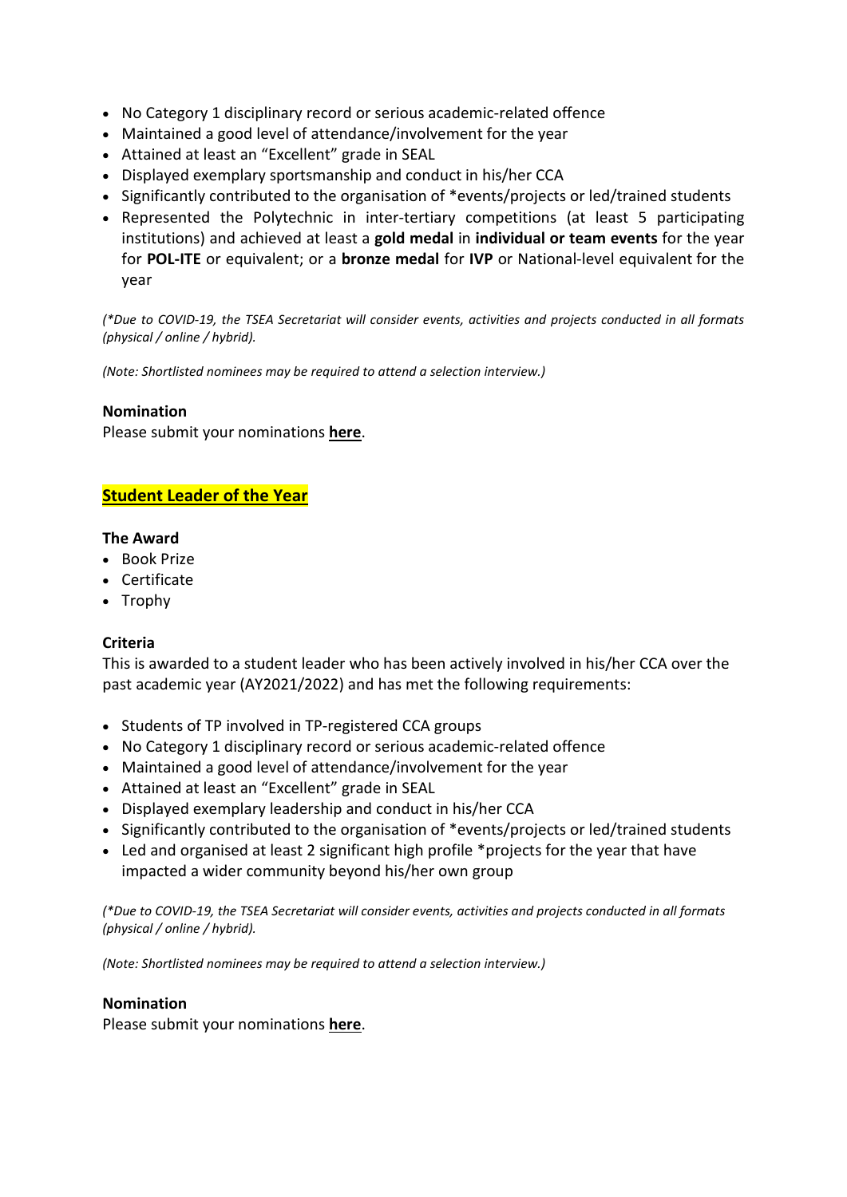- No Category 1 disciplinary record or serious academic-related offence
- Maintained a good level of attendance/involvement for the year
- Attained at least an "Excellent" grade in SEAL
- Displayed exemplary sportsmanship and conduct in his/her CCA
- Significantly contributed to the organisation of *events/projects or led/trained students
- Represented the Polytechnic in inter-tertiary competitions (at least 5 participating institutions) and achieved at least a **gold medal** in **individual or team events** for the year for **POL-ITE** or equivalent; or a **bronze medal** for **IVP** or National-level equivalent for the year

*(*Due to COVID-19, the TSEA Secretariat will consider events, activities and projects conducted in all formats (physical / online / hybrid).*

*(Note: Shortlisted nominees may be required to attend a selection interview.)*

**Nomination**

Please submit your nominations **here**.

## Student Leader of the Year

**The Award**

- Book Prize
- Certificate
- Trophy

**Criteria**

This is awarded to a student leader who has been actively involved in his/her CCA over the past academic year (AY2021/2022) and has met the following requirements:

- Students of TP involved in TP-registered CCA groups
- No Category 1 disciplinary record or serious academic-related offence
- Maintained a good level of attendance/involvement for the year
- Attained at least an "Excellent" grade in SEAL
- Displayed exemplary leadership and conduct in his/her CCA
- Significantly contributed to the organisation of *events/projects or led/trained students
- Led and organised at least 2 significant high profile *projects for the year that have impacted a wider community beyond his/her own group

*(*Due to COVID-19, the TSEA Secretariat will consider events, activities and projects conducted in all formats (physical / online / hybrid).*

*(Note: Shortlisted nominees may be required to attend a selection interview.)*

**Nomination**

Please submit your nominations **here**.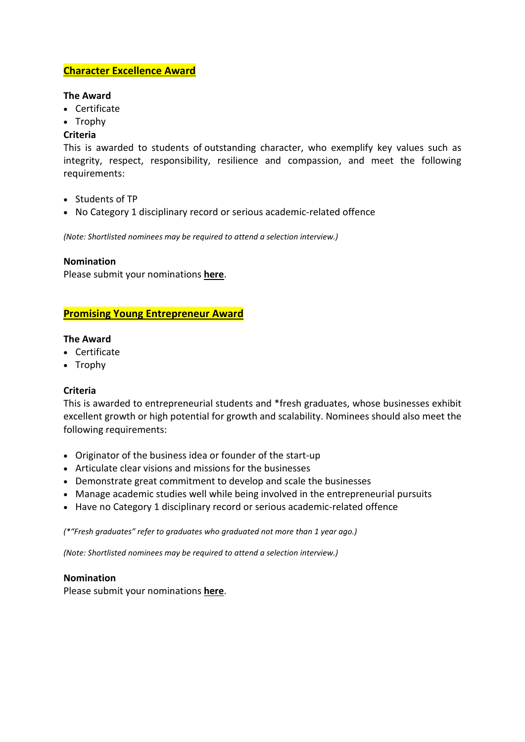## Character Excellence Award

**The Award**

- Certificate
- Trophy

**Criteria**

This is awarded to students of outstanding character, who exemplify key values such as integrity, respect, responsibility, resilience and compassion, and meet the following requirements:

- Students of TP
- No Category 1 disciplinary record or serious academic-related offence

*(Note: Shortlisted nominees may be required to attend a selection interview.)*

**Nomination**

Please submit your nominations **here**.

## Promising Young Entrepreneur Award

**The Award**

- Certificate
- Trophy

**Criteria**

This is awarded to entrepreneurial students and *fresh graduates, whose businesses exhibit excellent growth or high potential for growth and scalability. Nominees should also meet the following requirements:

- Originator of the business idea or founder of the start-up
- Articulate clear visions and missions for the businesses
- Demonstrate great commitment to develop and scale the businesses
- Manage academic studies well while being involved in the entrepreneurial pursuits
- Have no Category 1 disciplinary record or serious academic-related offence

*(*"Fresh graduates" refer to graduates who graduated not more than 1 year ago.)*

*(Note: Shortlisted nominees may be required to attend a selection interview.)*

**Nomination**

Please submit your nominations **here**.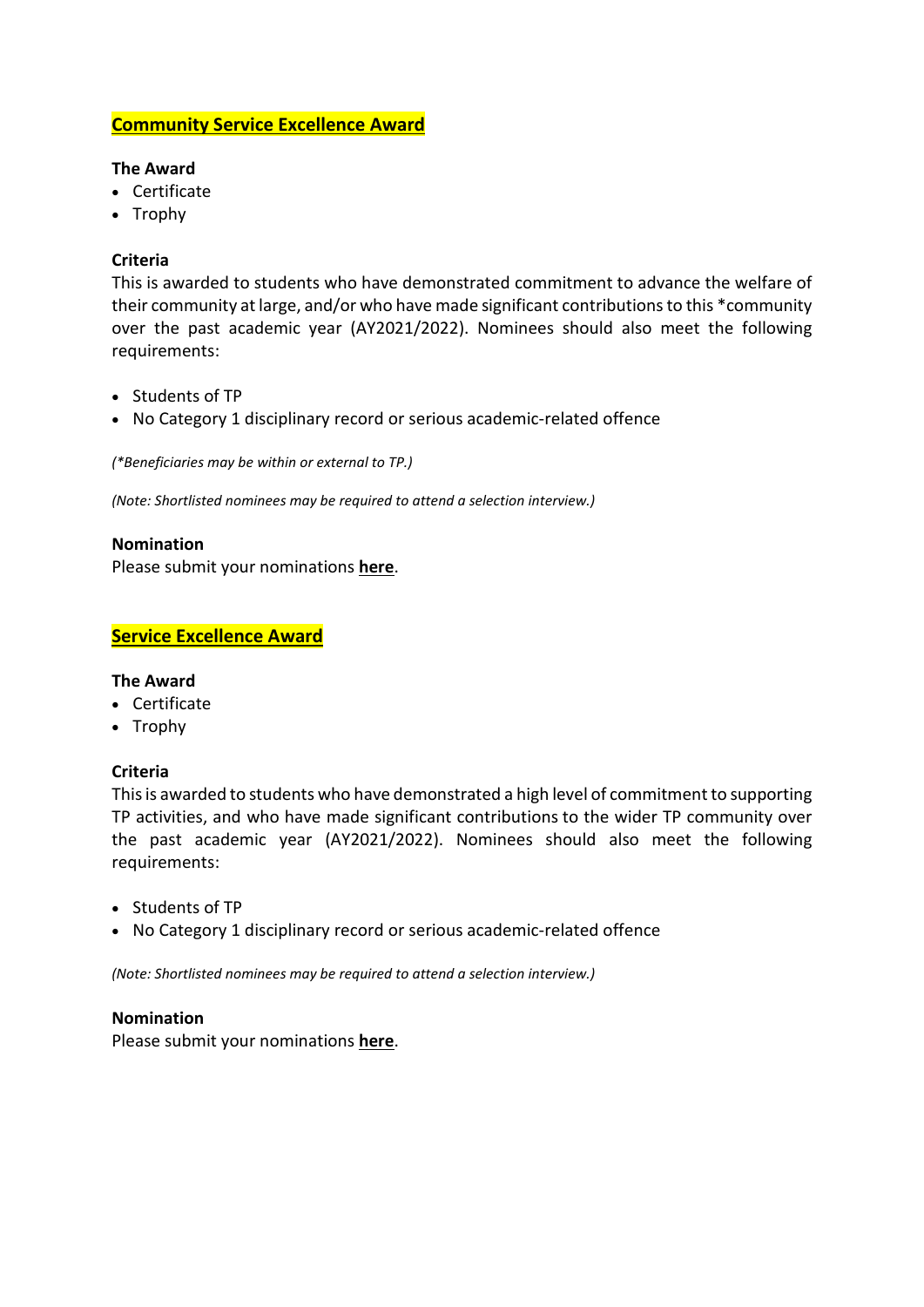## Community Service Excellence Award

**The Award**

- Certificate
- Trophy

**Criteria**

This is awarded to students who have demonstrated commitment to advance the welfare of their community at large, and/or who have made significant contributions to this *community over the past academic year (AY2021/2022). Nominees should also meet the following requirements:

- Students of TP
- No Category 1 disciplinary record or serious academic-related offence

*(*Beneficiaries may be within or external to TP.)*

*(Note: Shortlisted nominees may be required to attend a selection interview.)*

**Nomination**

Please submit your nominations **here**.

## Service Excellence Award

**The Award**

- Certificate
- Trophy

**Criteria**

This is awarded to students who have demonstrated a high level of commitment to supporting TP activities, and who have made significant contributions to the wider TP community over the past academic year (AY2021/2022). Nominees should also meet the following requirements:

- Students of TP
- No Category 1 disciplinary record or serious academic-related offence

*(Note: Shortlisted nominees may be required to attend a selection interview.)*

**Nomination**

Please submit your nominations **here**.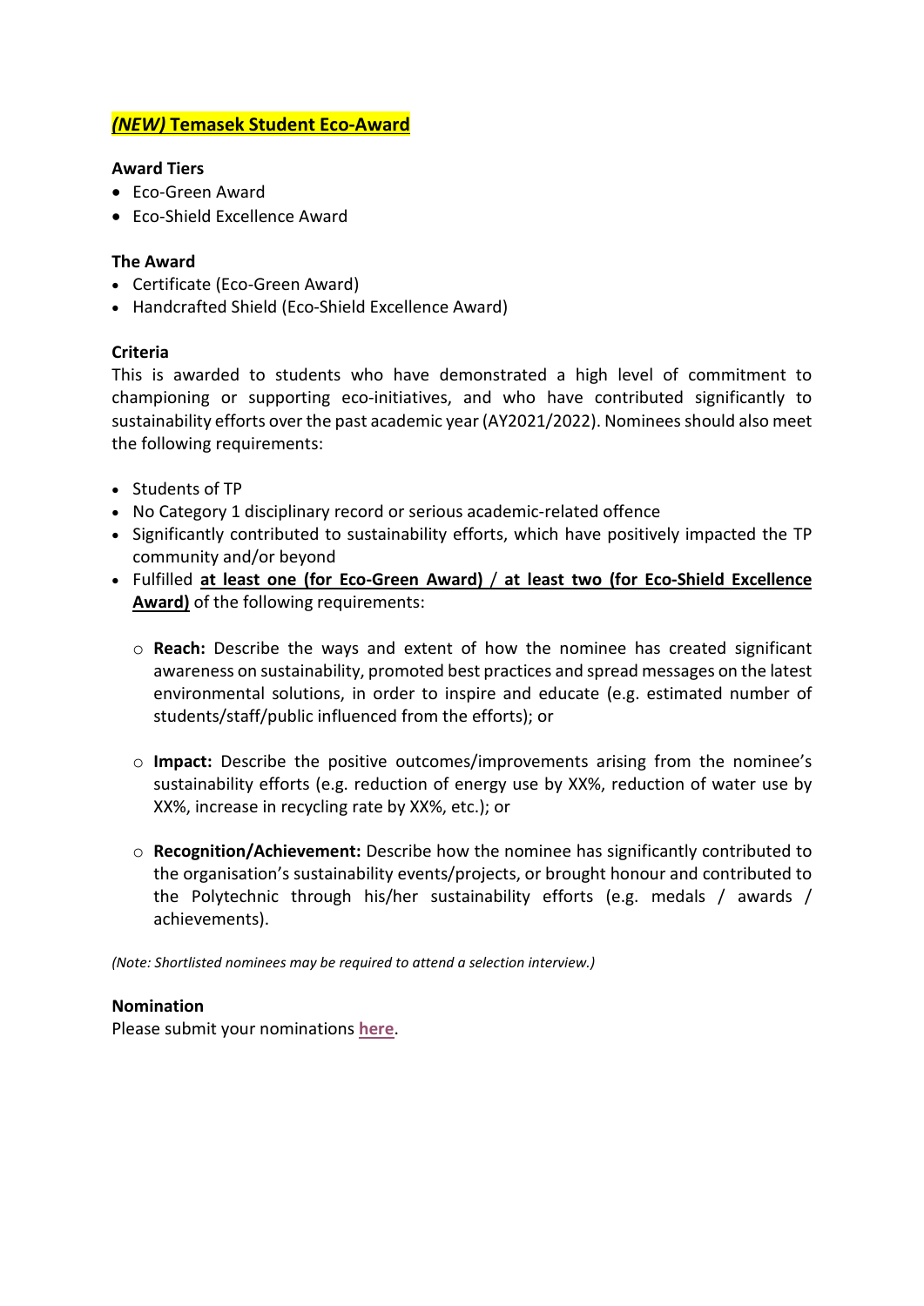## ***(NEW)*** **Temasek Student Eco-Award**

**Award Tiers**

- Eco-Green Award
- Eco-Shield Excellence Award

**The Award**

- Certificate (Eco-Green Award)
- Handcrafted Shield (Eco-Shield Excellence Award)

**Criteria**

This is awarded to students who have demonstrated a high level of commitment to championing or supporting eco-initiatives, and who have contributed significantly to sustainability efforts over the past academic year (AY2021/2022). Nominees should also meet the following requirements:

- Students of TP
- No Category 1 disciplinary record or serious academic-related offence
- Significantly contributed to sustainability efforts, which have positively impacted the TP community and/or beyond
- Fulfilled **at least one (for Eco-Green Award) / at least two (for Eco-Shield Excellence Award)** of the following requirements:
  - **Reach:** Describe the ways and extent of how the nominee has created significant awareness on sustainability, promoted best practices and spread messages on the latest environmental solutions, in order to inspire and educate (e.g. estimated number of students/staff/public influenced from the efforts); or
  - **Impact:** Describe the positive outcomes/improvements arising from the nominee's sustainability efforts (e.g. reduction of energy use by XX%, reduction of water use by XX%, increase in recycling rate by XX%, etc.); or
  - **Recognition/Achievement:** Describe how the nominee has significantly contributed to the organisation's sustainability events/projects, or brought honour and contributed to the Polytechnic through his/her sustainability efforts (e.g. medals / awards / achievements).

*(Note: Shortlisted nominees may be required to attend a selection interview.)*

**Nomination**

Please submit your nominations **here**.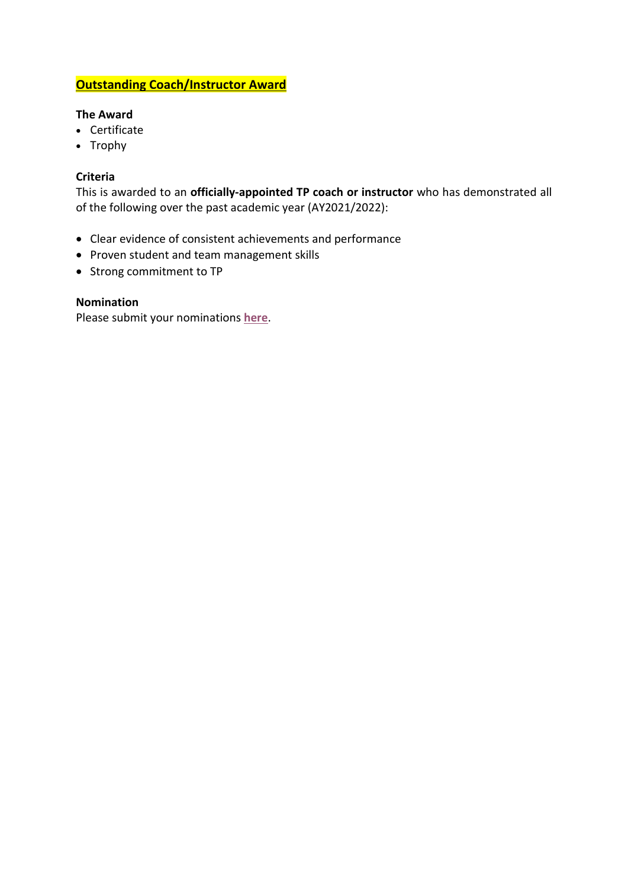## Outstanding Coach/Instructor Award

**The Award**

- Certificate
- Trophy

**Criteria**

This is awarded to an **officially-appointed TP coach or instructor** who has demonstrated all of the following over the past academic year (AY2021/2022):

- Clear evidence of consistent achievements and performance
- Proven student and team management skills
- Strong commitment to TP

**Nomination**

Please submit your nominations **here**.